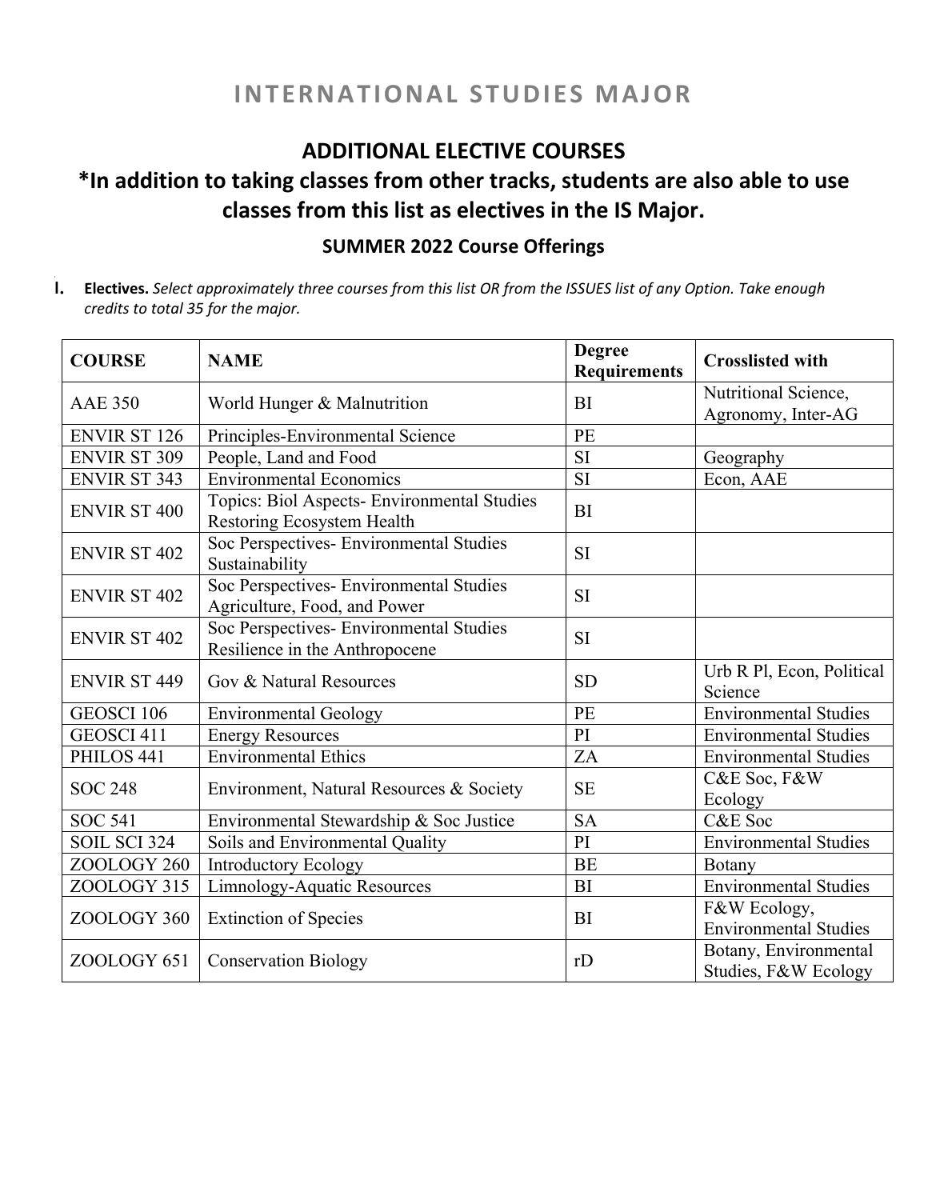# INTERNATIONAL STUDIES MAJOR

## ADDITIONAL ELECTIVE COURSES

## *In addition to taking classes from other tracks, students are also able to use classes from this list as electives in the IS Major.

### SUMMER 2022 Course Offerings

I. **Electives.** *Select approximately three courses from this list OR from the ISSUES list of any Option. Take enough credits to total 35 for the major.*

| COURSE | NAME | Degree Requirements | Crosslisted with |
|---|---|---|---|
| AAE 350 | World Hunger & Malnutrition | BI | Nutritional Science, Agronomy, Inter-AG |
| ENVIR ST 126 | Principles-Environmental Science | PE | |
| ENVIR ST 309 | People, Land and Food | SI | Geography |
| ENVIR ST 343 | Environmental Economics | SI | Econ, AAE |
| ENVIR ST 400 | Topics: Biol Aspects- Environmental Studies Restoring Ecosystem Health | BI | |
| ENVIR ST 402 | Soc Perspectives- Environmental Studies Sustainability | SI | |
| ENVIR ST 402 | Soc Perspectives- Environmental Studies Agriculture, Food, and Power | SI | |
| ENVIR ST 402 | Soc Perspectives- Environmental Studies Resilience in the Anthropocene | SI | |
| ENVIR ST 449 | Gov & Natural Resources | SD | Urb R Pl, Econ, Political Science |
| GEOSCI 106 | Environmental Geology | PE | Environmental Studies |
| GEOSCI 411 | Energy Resources | PI | Environmental Studies |
| PHILOS 441 | Environmental Ethics | ZA | Environmental Studies |
| SOC 248 | Environment, Natural Resources & Society | SE | C&E Soc, F&W Ecology |
| SOC 541 | Environmental Stewardship & Soc Justice | SA | C&E Soc |
| SOIL SCI 324 | Soils and Environmental Quality | PI | Environmental Studies |
| ZOOLOGY 260 | Introductory Ecology | BE | Botany |
| ZOOLOGY 315 | Limnology-Aquatic Resources | BI | Environmental Studies |
| ZOOLOGY 360 | Extinction of Species | BI | F&W Ecology, Environmental Studies |
| ZOOLOGY 651 | Conservation Biology | rD | Botany, Environmental Studies, F&W Ecology |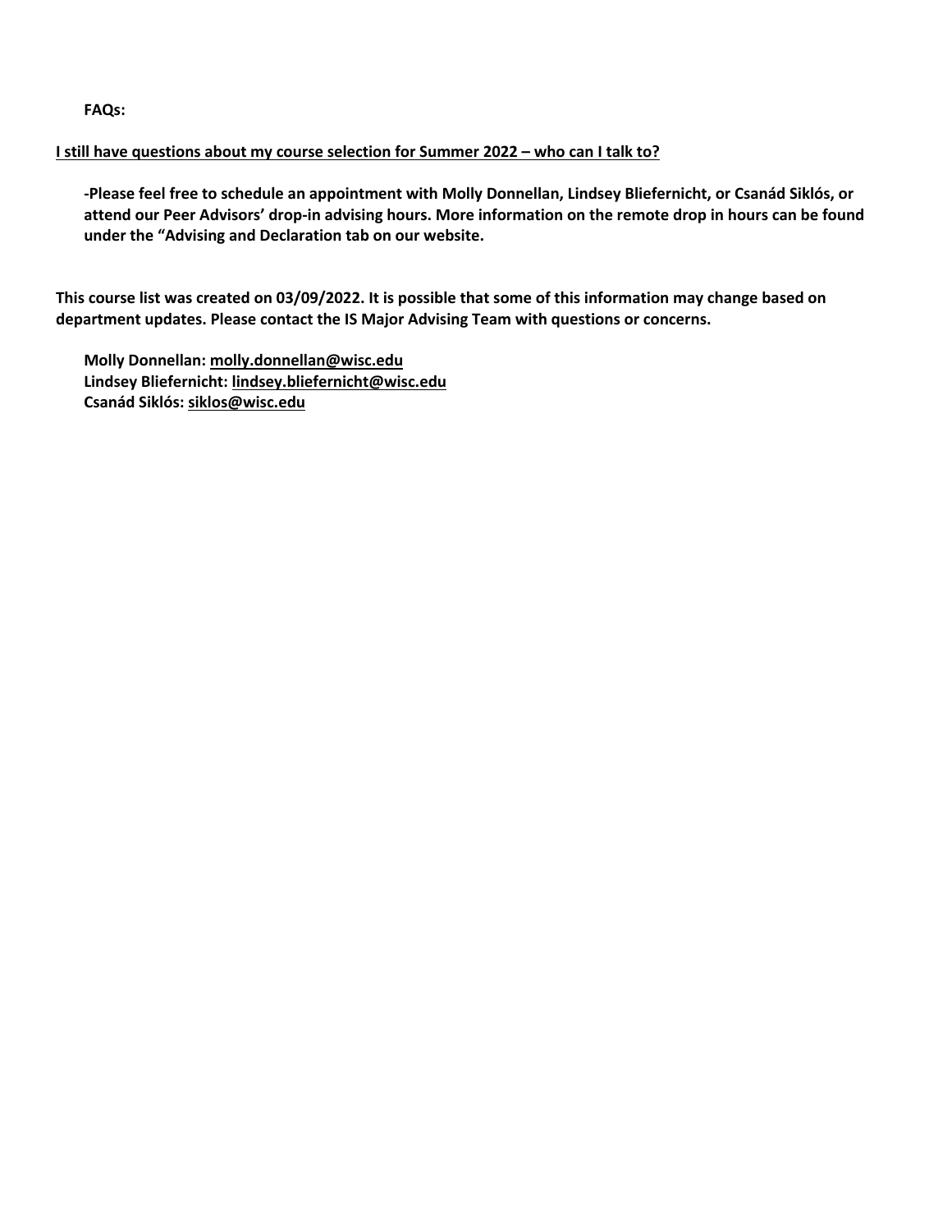**FAQs:**

**I still have questions about my course selection for Summer 2022 – who can I talk to?**

**-Please feel free to schedule an appointment with Molly Donnellan, Lindsey Bliefernicht, or Csanád Siklós, or attend our Peer Advisors' drop-in advising hours. More information on the remote drop in hours can be found under the "Advising and Declaration tab on our website.**

**This course list was created on 03/09/2022. It is possible that some of this information may change based on department updates. Please contact the IS Major Advising Team with questions or concerns.**

**Molly Donnellan: molly.donnellan@wisc.edu**
**Lindsey Bliefernicht: lindsey.bliefernicht@wisc.edu**
**Csanád Siklós: siklos@wisc.edu**